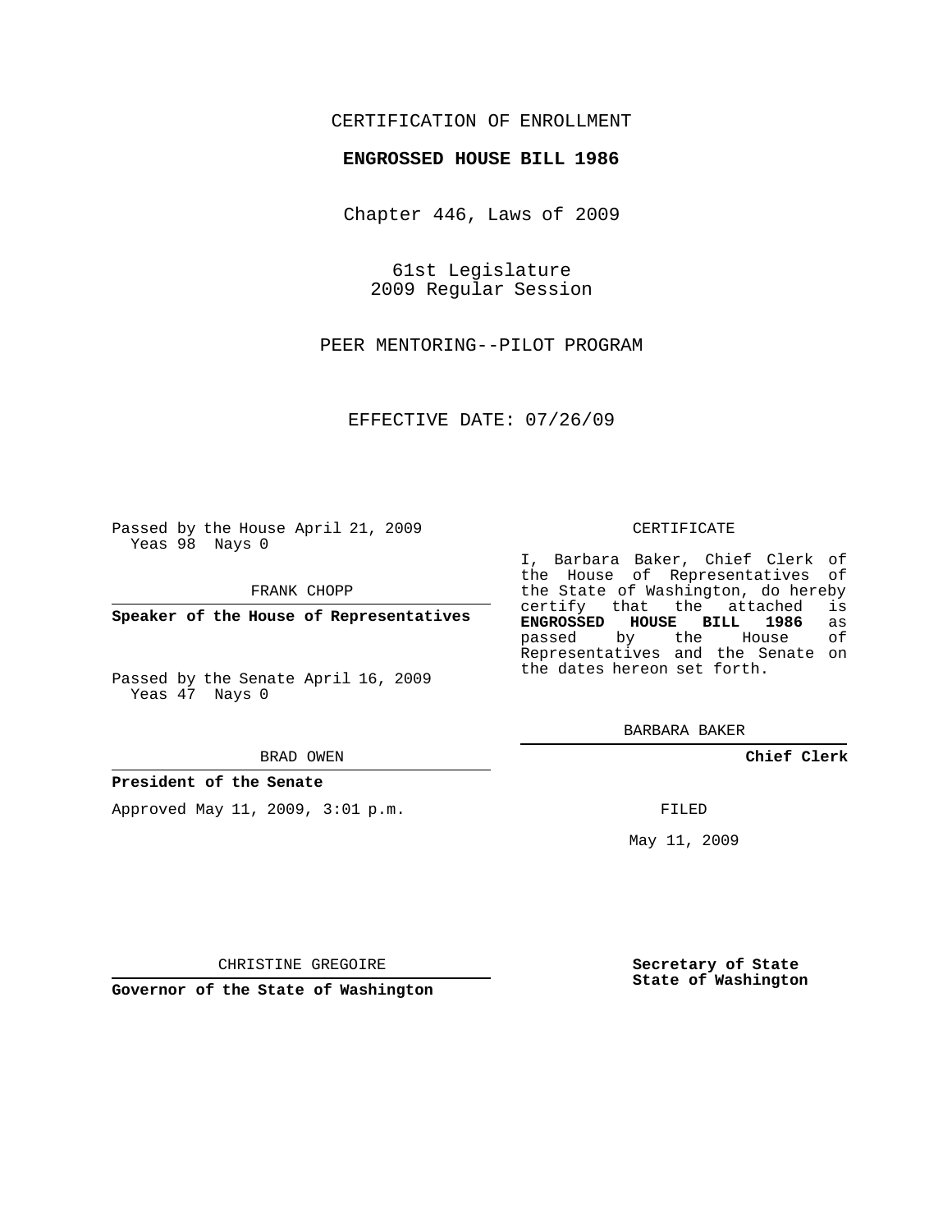CERTIFICATION OF ENROLLMENT

**ENGROSSED HOUSE BILL 1986**

Chapter 446, Laws of 2009

61st Legislature
2009 Regular Session

PEER MENTORING--PILOT PROGRAM

EFFECTIVE DATE: 07/26/09

Passed by the House April 21, 2009
Yeas 98 Nays 0

FRANK CHOPP

**Speaker of the House of Representatives**

Passed by the Senate April 16, 2009
Yeas 47 Nays 0

BRAD OWEN

**President of the Senate**

Approved May 11, 2009, 3:01 p.m.

CHRISTINE GREGOIRE

**Governor of the State of Washington**

CERTIFICATE

I, Barbara Baker, Chief Clerk of the House of Representatives of the State of Washington, do hereby certify that the attached is **ENGROSSED HOUSE BILL 1986** as passed by the House of Representatives and the Senate on the dates hereon set forth.

BARBARA BAKER

**Chief Clerk**

FILED

May 11, 2009

**Secretary of State**
**State of Washington**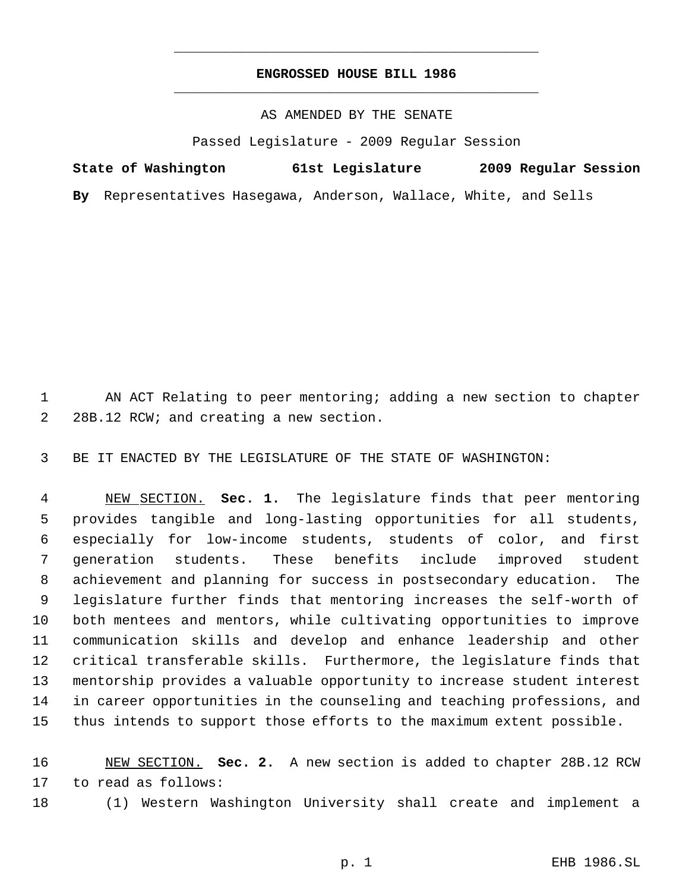**ENGROSSED HOUSE BILL 1986**

AS AMENDED BY THE SENATE

Passed Legislature - 2009 Regular Session

**State of Washington 61st Legislature 2009 Regular Session**

**By** Representatives Hasegawa, Anderson, Wallace, White, and Sells

AN ACT Relating to peer mentoring; adding a new section to chapter 28B.12 RCW; and creating a new section.

BE IT ENACTED BY THE LEGISLATURE OF THE STATE OF WASHINGTON:

NEW SECTION. **Sec. 1.** The legislature finds that peer mentoring provides tangible and long-lasting opportunities for all students, especially for low-income students, students of color, and first generation students. These benefits include improved student achievement and planning for success in postsecondary education. The legislature further finds that mentoring increases the self-worth of both mentees and mentors, while cultivating opportunities to improve communication skills and develop and enhance leadership and other critical transferable skills. Furthermore, the legislature finds that mentorship provides a valuable opportunity to increase student interest in career opportunities in the counseling and teaching professions, and thus intends to support those efforts to the maximum extent possible.

NEW SECTION. **Sec. 2.** A new section is added to chapter 28B.12 RCW to read as follows:

(1) Western Washington University shall create and implement a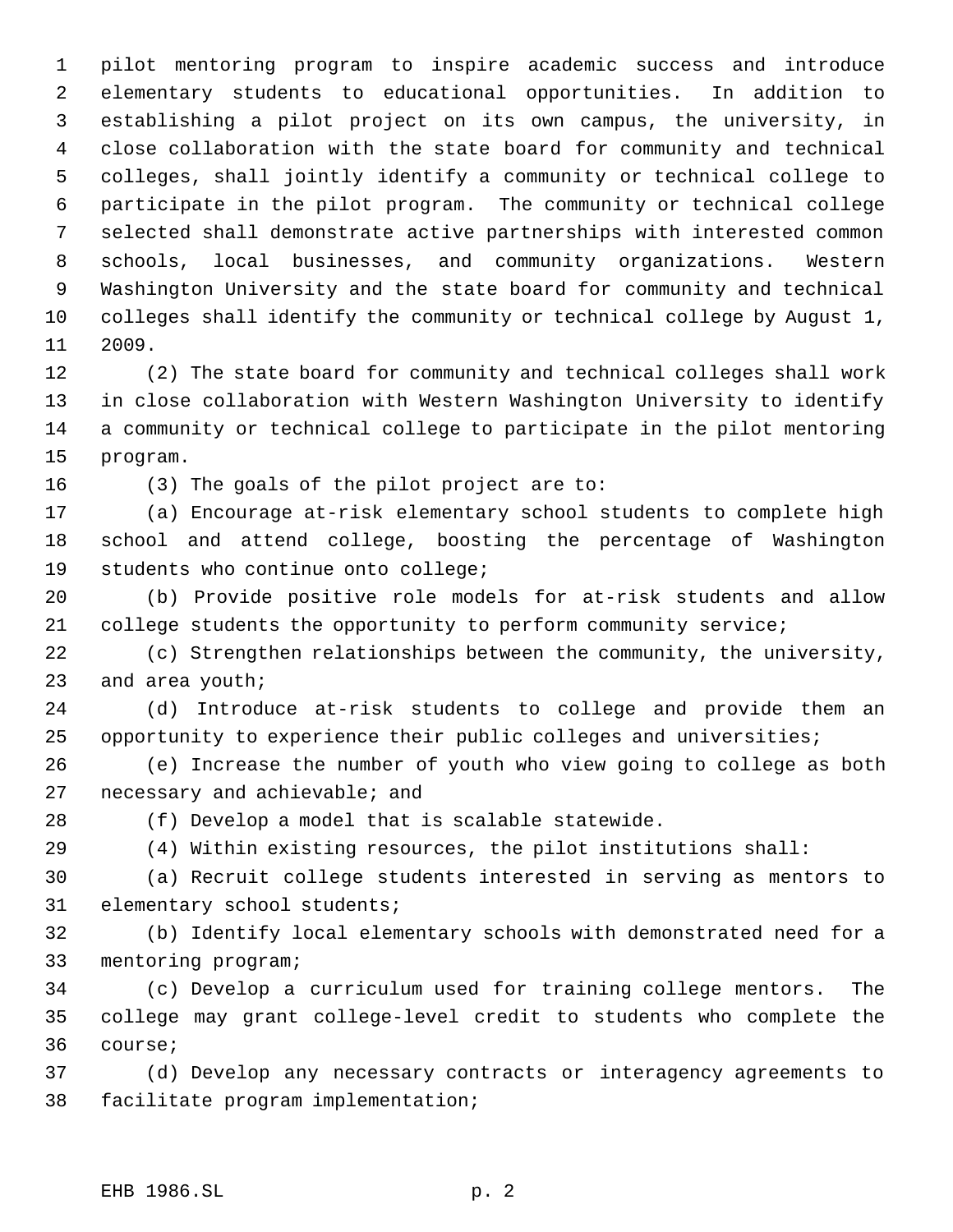pilot mentoring program to inspire academic success and introduce elementary students to educational opportunities. In addition to establishing a pilot project on its own campus, the university, in close collaboration with the state board for community and technical colleges, shall jointly identify a community or technical college to participate in the pilot program. The community or technical college selected shall demonstrate active partnerships with interested common schools, local businesses, and community organizations. Western Washington University and the state board for community and technical colleges shall identify the community or technical college by August 1, 2009.

(2) The state board for community and technical colleges shall work in close collaboration with Western Washington University to identify a community or technical college to participate in the pilot mentoring program.

(3) The goals of the pilot project are to:

(a) Encourage at-risk elementary school students to complete high school and attend college, boosting the percentage of Washington students who continue onto college;

(b) Provide positive role models for at-risk students and allow college students the opportunity to perform community service;

(c) Strengthen relationships between the community, the university, and area youth;

(d) Introduce at-risk students to college and provide them an opportunity to experience their public colleges and universities;

(e) Increase the number of youth who view going to college as both necessary and achievable; and

(f) Develop a model that is scalable statewide.

(4) Within existing resources, the pilot institutions shall:

(a) Recruit college students interested in serving as mentors to elementary school students;

(b) Identify local elementary schools with demonstrated need for a mentoring program;

(c) Develop a curriculum used for training college mentors. The college may grant college-level credit to students who complete the course;

(d) Develop any necessary contracts or interagency agreements to facilitate program implementation;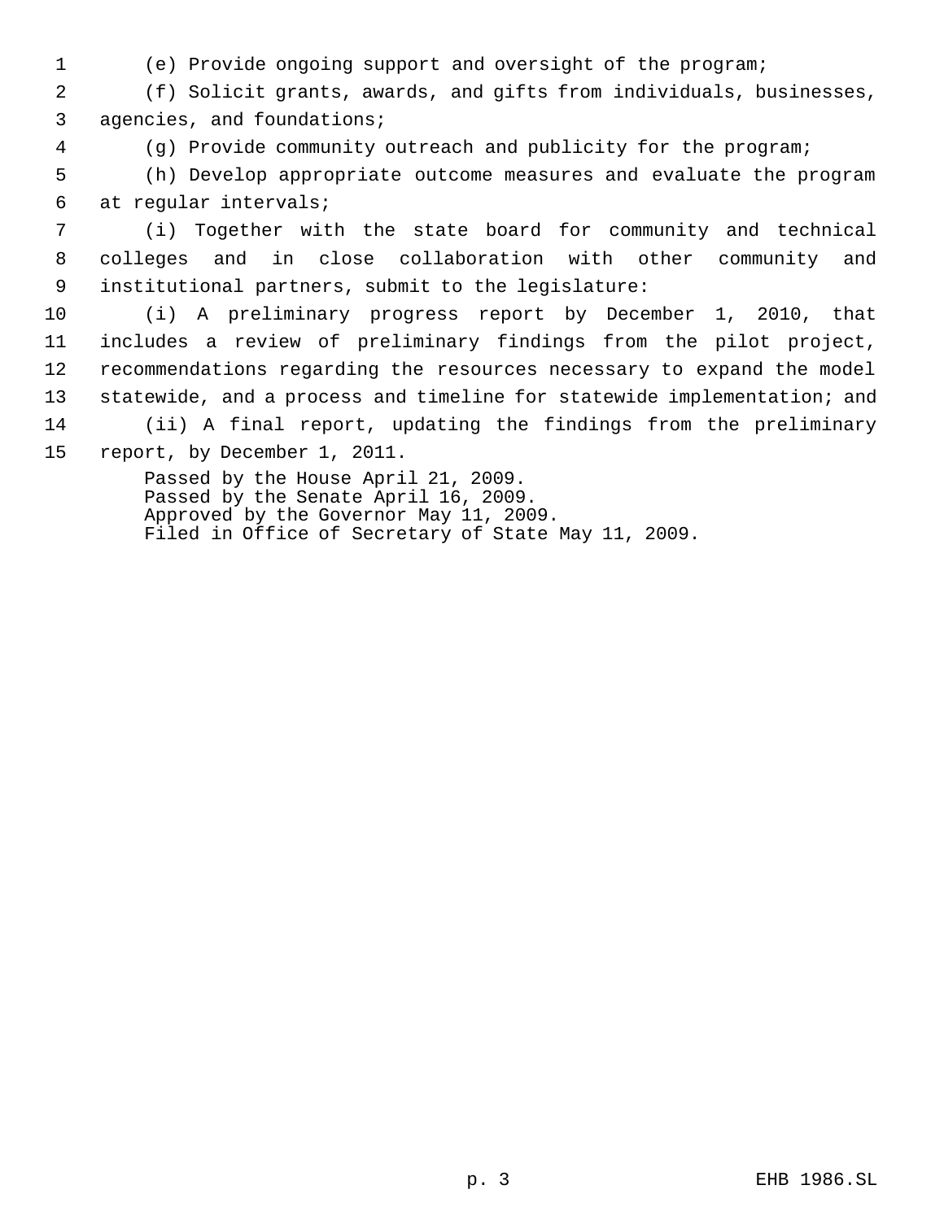(e) Provide ongoing support and oversight of the program;

(f) Solicit grants, awards, and gifts from individuals, businesses, agencies, and foundations;

(g) Provide community outreach and publicity for the program;

(h) Develop appropriate outcome measures and evaluate the program at regular intervals;

(i) Together with the state board for community and technical colleges and in close collaboration with other community and institutional partners, submit to the legislature:

(i) A preliminary progress report by December 1, 2010, that includes a review of preliminary findings from the pilot project, recommendations regarding the resources necessary to expand the model statewide, and a process and timeline for statewide implementation; and

(ii) A final report, updating the findings from the preliminary report, by December 1, 2011.

Passed by the House April 21, 2009.
Passed by the Senate April 16, 2009.
Approved by the Governor May 11, 2009.
Filed in Office of Secretary of State May 11, 2009.